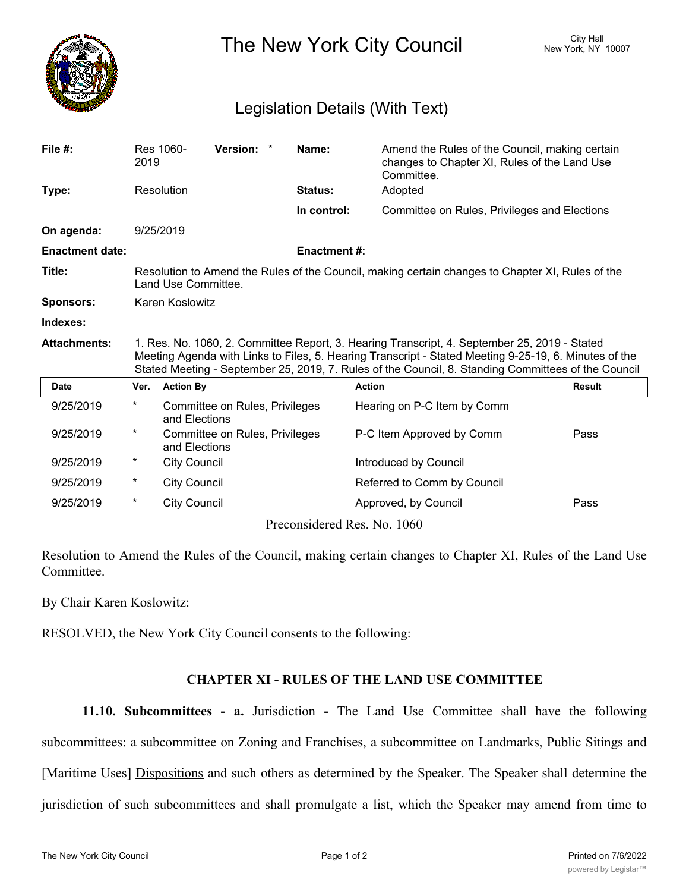# The New York City Council

City Hall
New York, NY 10007

## Legislation Details (With Text)

| | | | |
|---|---|---|---|
| **File #:** | Res 1060-2019 **Version:** * | **Name:** | Amend the Rules of the Council, making certain changes to Chapter XI, Rules of the Land Use Committee. |
| **Type:** | Resolution | **Status:** | Adopted |
| | | **In control:** | Committee on Rules, Privileges and Elections |
| **On agenda:** | 9/25/2019 | | |
| **Enactment date:** | | **Enactment #:** | |

**Title:** Resolution to Amend the Rules of the Council, making certain changes to Chapter XI, Rules of the Land Use Committee.

**Sponsors:** Karen Koslowitz

**Indexes:**

**Attachments:** 1. Res. No. 1060, 2. Committee Report, 3. Hearing Transcript, 4. September 25, 2019 - Stated Meeting Agenda with Links to Files, 5. Hearing Transcript - Stated Meeting 9-25-19, 6. Minutes of the Stated Meeting - September 25, 2019, 7. Rules of the Council, 8. Standing Committees of the Council

| Date | Ver. | Action By | Action | Result |
|---|---|---|---|---|
| 9/25/2019 | * | Committee on Rules, Privileges and Elections | Hearing on P-C Item by Comm | |
| 9/25/2019 | * | Committee on Rules, Privileges and Elections | P-C Item Approved by Comm | Pass |
| 9/25/2019 | * | City Council | Introduced by Council | |
| 9/25/2019 | * | City Council | Referred to Comm by Council | |
| 9/25/2019 | * | City Council | Approved, by Council | Pass |

Preconsidered Res. No. 1060

Resolution to Amend the Rules of the Council, making certain changes to Chapter XI, Rules of the Land Use Committee.

By Chair Karen Koslowitz:

RESOLVED, the New York City Council consents to the following:

**CHAPTER XI - RULES OF THE LAND USE COMMITTEE**

**11.10. Subcommittees - a.** Jurisdiction - The Land Use Committee shall have the following subcommittees: a subcommittee on Zoning and Franchises, a subcommittee on Landmarks, Public Sitings and [Maritime Uses] <u>Dispositions</u> and such others as determined by the Speaker. The Speaker shall determine the jurisdiction of such subcommittees and shall promulgate a list, which the Speaker may amend from time to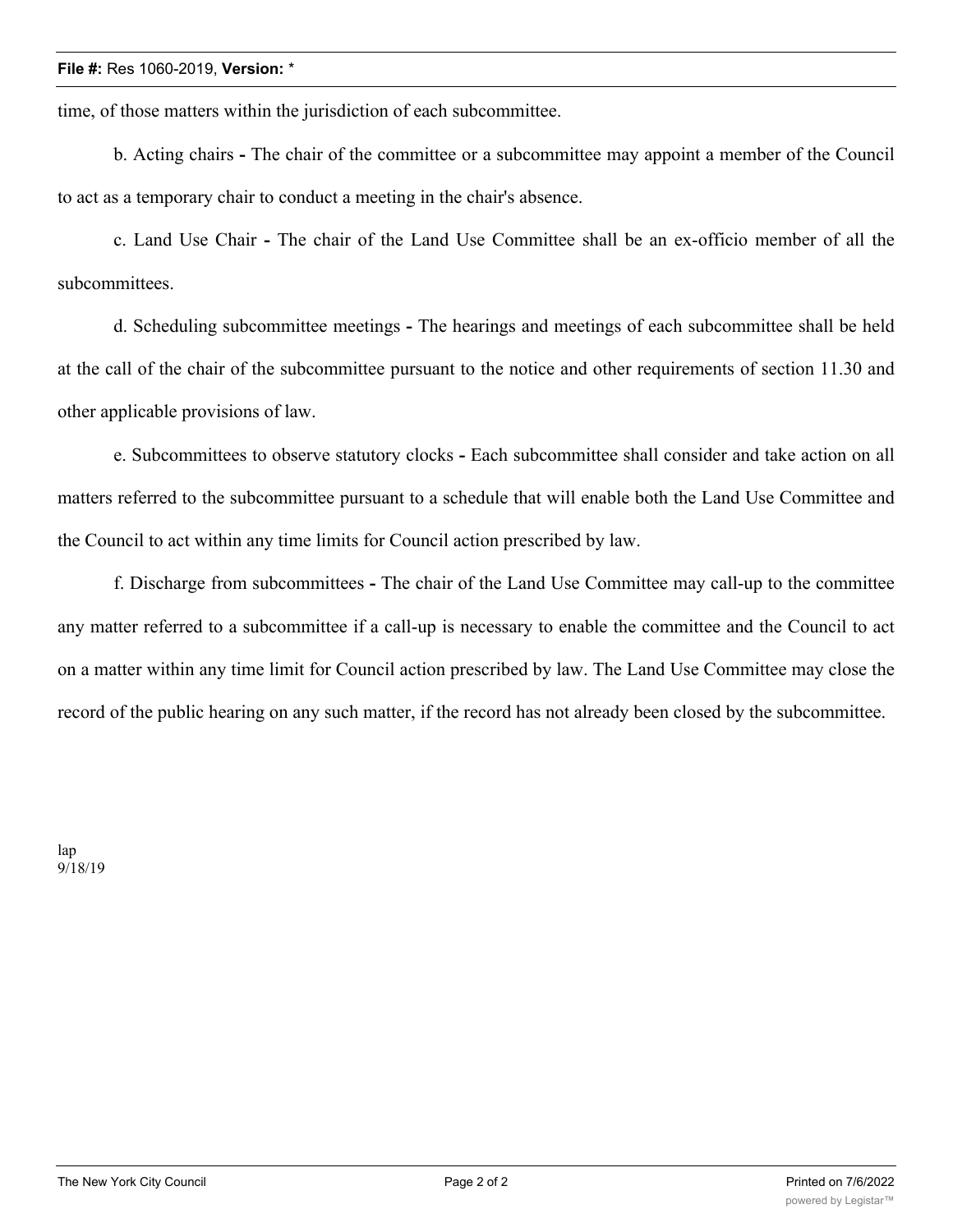time, of those matters within the jurisdiction of each subcommittee.

b. Acting chairs **-** The chair of the committee or a subcommittee may appoint a member of the Council to act as a temporary chair to conduct a meeting in the chair's absence.

c. Land Use Chair **-** The chair of the Land Use Committee shall be an ex-officio member of all the subcommittees.

d. Scheduling subcommittee meetings **-** The hearings and meetings of each subcommittee shall be held at the call of the chair of the subcommittee pursuant to the notice and other requirements of section 11.30 and other applicable provisions of law.

e. Subcommittees to observe statutory clocks **-** Each subcommittee shall consider and take action on all matters referred to the subcommittee pursuant to a schedule that will enable both the Land Use Committee and the Council to act within any time limits for Council action prescribed by law.

f. Discharge from subcommittees **-** The chair of the Land Use Committee may call-up to the committee any matter referred to a subcommittee if a call-up is necessary to enable the committee and the Council to act on a matter within any time limit for Council action prescribed by law. The Land Use Committee may close the record of the public hearing on any such matter, if the record has not already been closed by the subcommittee.

lap
9/18/19